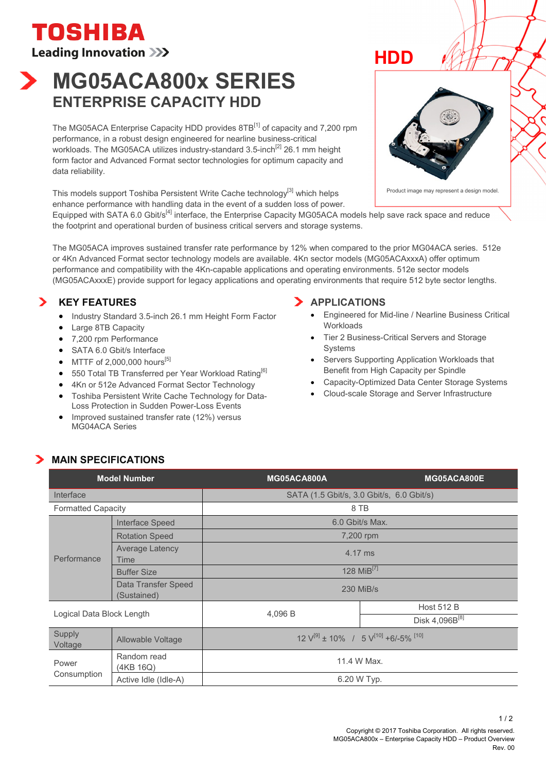**TOSHIBA**
**Leading Innovation >>>**

# MG05ACA800x SERIES
## ENTERPRISE CAPACITY HDD

**HDD**

Product image may represent a design model.

The MG05ACA Enterprise Capacity HDD provides 8TB[1] of capacity and 7,200 rpm performance, in a robust design engineered for nearline business-critical workloads. The MG05ACA utilizes industry-standard 3.5-inch[2] 26.1 mm height form factor and Advanced Format sector technologies for optimum capacity and data reliability.

This models support Toshiba Persistent Write Cache technology[3] which helps enhance performance with handling data in the event of a sudden loss of power. Equipped with SATA 6.0 Gbit/s[4] interface, the Enterprise Capacity MG05ACA models help save rack space and reduce the footprint and operational burden of business critical servers and storage systems.

The MG05ACA improves sustained transfer rate performance by 12% when compared to the prior MG04ACA series. 512e or 4Kn Advanced Format sector technology models are available. 4Kn sector models (MG05ACAxxxA) offer optimum performance and compatibility with the 4Kn-capable applications and operating environments. 512e sector models (MG05ACAxxxE) provide support for legacy applications and operating environments that require 512 byte sector lengths.

### KEY FEATURES

- Industry Standard 3.5-inch 26.1 mm Height Form Factor
- Large 8TB Capacity
- 7,200 rpm Performance
- SATA 6.0 Gbit/s Interface
- MTTF of 2,000,000 hours[5]
- 550 Total TB Transferred per Year Workload Rating[6]
- 4Kn or 512e Advanced Format Sector Technology
- Toshiba Persistent Write Cache Technology for Data-Loss Protection in Sudden Power-Loss Events
- Improved sustained transfer rate (12%) versus MG04ACA Series

### APPLICATIONS

- Engineered for Mid-line / Nearline Business Critical Workloads
- Tier 2 Business-Critical Servers and Storage Systems
- Servers Supporting Application Workloads that Benefit from High Capacity per Spindle
- Capacity-Optimized Data Center Storage Systems
- Cloud-scale Storage and Server Infrastructure

### MAIN SPECIFICATIONS

| Model Number | | MG05ACA800A | MG05ACA800E |
|---|---|---|---|
| Interface | | SATA (1.5 Gbit/s, 3.0 Gbit/s, 6.0 Gbit/s) | |
| Formatted Capacity | | 8 TB | |
| Performance | Interface Speed | 6.0 Gbit/s Max. | |
| | Rotation Speed | 7,200 rpm | |
| | Average Latency Time | 4.17 ms | |
| | Buffer Size | 128 MiB[7] | |
| | Data Transfer Speed (Sustained) | 230 MiB/s | |
| Logical Data Block Length | | 4,096 B | Host 512 B / Disk 4,096B[8] |
| Supply Voltage | Allowable Voltage | 12 V[9] ± 10% / 5 V[10] +6/-5% [10] | |
| Power Consumption | Random read (4KB 16Q) | 11.4 W Max. | |
| | Active Idle (Idle-A) | 6.20 W Typ. | |

Copyright © 2017 Toshiba Corporation. All rights reserved.
MG05ACA800x – Enterprise Capacity HDD – Product Overview
Rev. 00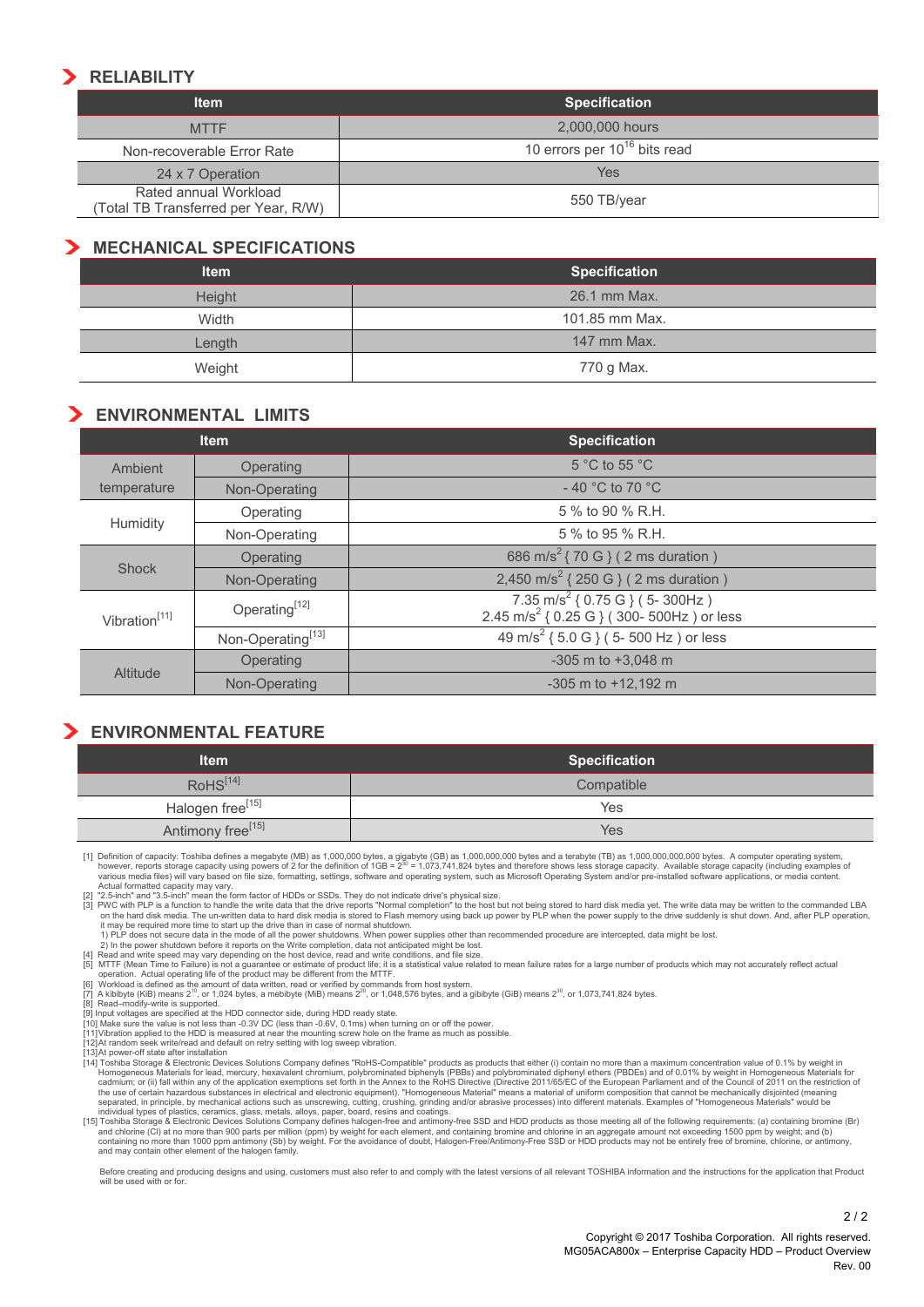## RELIABILITY

| Item | Specification |
|---|---|
| MTTF | 2,000,000 hours |
| Non-recoverable Error Rate | 10 errors per $10^{16}$ bits read |
| 24 x 7 Operation | Yes |
| Rated annual Workload (Total TB Transferred per Year, R/W) | 550 TB/year |

## MECHANICAL SPECIFICATIONS

| Item | Specification |
|---|---|
| Height | 26.1 mm Max. |
| Width | 101.85 mm Max. |
| Length | 147 mm Max. |
| Weight | 770 g Max. |

## ENVIRONMENTAL LIMITS

| Item | | Specification |
|---|---|---|
| Ambient temperature | Operating | 5 °C to 55 °C |
| | Non-Operating | - 40 °C to 70 °C |
| Humidity | Operating | 5 % to 90 % R.H. |
| | Non-Operating | 5 % to 95 % R.H. |
| Shock | Operating | 686 $m/s^2$ { 70 G } ( 2 ms duration ) |
| | Non-Operating | 2,450 $m/s^2$ { 250 G } ( 2 ms duration ) |
| Vibration[11] | Operating[12] | 7.35 $m/s^2$ { 0.75 G } ( 5- 300Hz ) 2.45 $m/s^2$ { 0.25 G } ( 300- 500Hz ) or less |
| | Non-Operating[13] | 49 $m/s^2$ { 5.0 G } ( 5- 500 Hz ) or less |
| Altitude | Operating | -305 m to +3,048 m |
| | Non-Operating | -305 m to +12,192 m |

## ENVIRONMENTAL FEATURE

| Item | Specification |
|---|---|
| RoHS[14] | Compatible |
| Halogen free[15] | Yes |
| Antimony free[15] | Yes |

[1] Definition of capacity: Toshiba defines a megabyte (MB) as 1,000,000 bytes, a gigabyte (GB) as 1,000,000,000 bytes and a terabyte (TB) as 1,000,000,000,000 bytes. A computer operating system, however, reports storage capacity using powers of 2 for the definition of 1GB = $2^{30}$ = 1,073,741,824 bytes and therefore shows less storage capacity. Available storage capacity (including examples of various media files) will vary based on file size, formatting, settings, software and operating system, such as Microsoft Operating System and/or pre-installed software applications, or media content. Actual formatted capacity may vary.
[2] "2.5-inch" and "3.5-inch" mean the form factor of HDDs or SSDs. They do not indicate drive's physical size.
[3] PWC with PLP is a function to handle the write data that the drive reports "Normal completion" to the host but not being stored to hard disk media yet. The write data may be written to the commanded LBA on the hard disk media. The un-written data to hard disk media is stored to Flash memory using back up power by PLP when the power supply to the drive suddenly is shut down. And, after PLP operation, it may be required more time to start up the drive than in case of normal shutdown.
1) PLP does not secure data in the mode of all the power shutdowns. When power supplies other than recommended procedure are intercepted, data might be lost.
2) In the power shutdown before it reports on the Write completion, data not anticipated might be lost.
[4] Read and write speed may vary depending on the host device, read and write conditions, and file size.
[5] MTTF (Mean Time to Failure) is not a guarantee or estimate of product life; it is a statistical value related to mean failure rates for a large number of products which may not accurately reflect actual operation. Actual operating life of the product may be different from the MTTF.
[6] Workload is defined as the amount of data written, read or verified by commands from host system.
[7] A kibibyte (KiB) means $2^{10}$, or 1,024 bytes, a mebibyte (MiB) means $2^{20}$, or 1,048,576 bytes, and a gibibyte (GiB) means $2^{30}$, or 1,073,741,824 bytes.
[8] Read–modify-write is supported.
[9] Input voltages are specified at the HDD connector side, during HDD ready state.
[10] Make sure the value is not less than -0.3V DC (less than -0.6V, 0.1ms) when turning on or off the power.
[11] Vibration applied to the HDD is measured at near the mounting screw hole on the frame as much as possible.
[12] At random seek write/read and default on retry setting with log sweep vibration.
[13] At power-off state after installation
[14] Toshiba Storage & Electronic Devices Solutions Company defines "RoHS-Compatible" products as products that either (i) contain no more than a maximum concentration value of 0.1% by weight in Homogeneous Materials for lead, mercury, hexavalent chromium, polybrominated biphenyls (PBBs) and polybrominated diphenyl ethers (PBDEs) and of 0.01% by weight in Homogeneous Materials for cadmium; or (ii) fall within any of the application exemptions set forth in the Annex to the RoHS Directive (Directive 2011/65/EC of the European Parliament and of the Council of 2011 on the restriction of the use of certain hazardous substances in electrical and electronic equipment). "Homogeneous Material" means a material of uniform composition that cannot be mechanically disjointed (meaning separated, in principle, by mechanical actions such as unscrewing, cutting, crushing, grinding and/or abrasive processes) into different materials. Examples of "Homogeneous Materials" would be individual types of plastics, ceramics, glass, metals, alloys, paper, board, resins and coatings.
[15] Toshiba Storage & Electronic Devices Solutions Company defines halogen-free and antimony-free SSD and HDD products as those meeting all of the following requirements: (a) containing bromine (Br) and chlorine (Cl) at no more than 900 parts per million (ppm) by weight for each element, and containing bromine and chlorine in an aggregate amount not exceeding 1500 ppm by weight; and (b) containing no more than 1000 ppm antimony (Sb) by weight. For the avoidance of doubt, Halogen-Free/Antimony-Free SSD or HDD products may not be entirely free of bromine, chlorine, or antimony, and may contain other element of the halogen family.

Before creating and producing designs and using, customers must also refer to and comply with the latest versions of all relevant TOSHIBA information and the instructions for the application that Product will be used with or for.

Copyright © 2017 Toshiba Corporation. All rights reserved.
MG05ACA800x – Enterprise Capacity HDD – Product Overview
Rev. 00